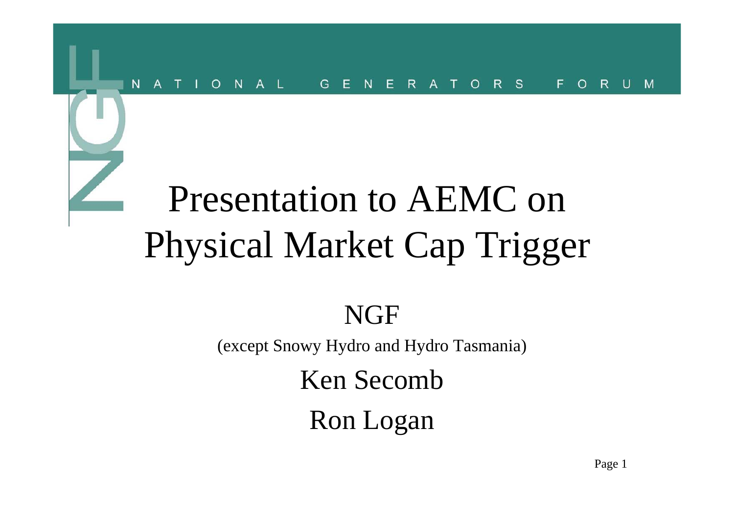NATIONAL GENERATORS FORUM

# Presentation to AEMC on Physical Market Cap Trigger

NGF

(except Snowy Hydro and Hydro Tasmania)

Ken Secomb

Ron Logan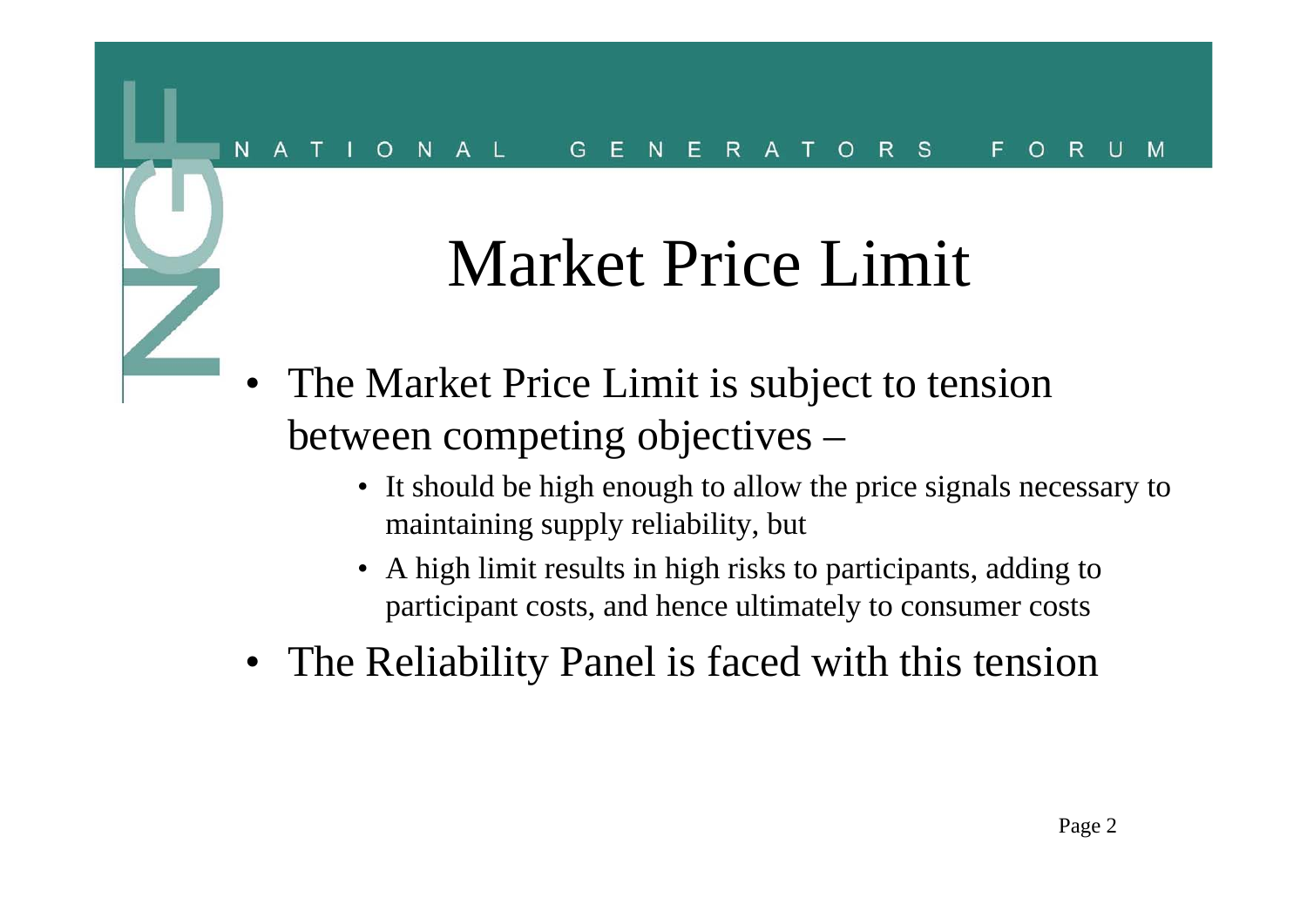# Market Price Limit

- The Market Price Limit is subject to tension between competing objectives –
  - It should be high enough to allow the price signals necessary to maintaining supply reliability, but
  - A high limit results in high risks to participants, adding to participant costs, and hence ultimately to consumer costs
- The Reliability Panel is faced with this tension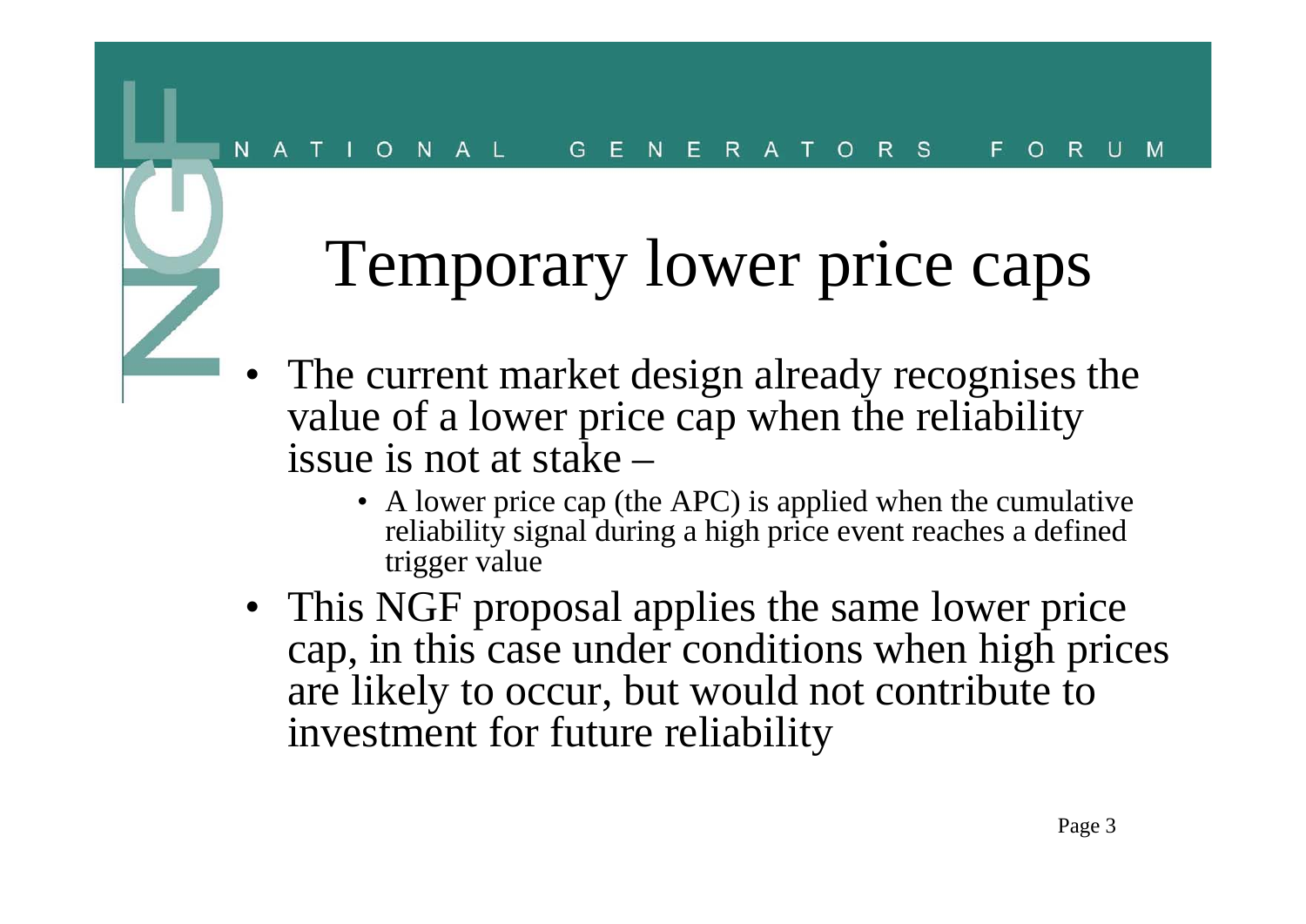# Temporary lower price caps

- The current market design already recognises the value of a lower price cap when the reliability issue is not at stake –
  - A lower price cap (the APC) is applied when the cumulative reliability signal during a high price event reaches a defined trigger value
- This NGF proposal applies the same lower price cap, in this case under conditions when high prices are likely to occur, but would not contribute to investment for future reliability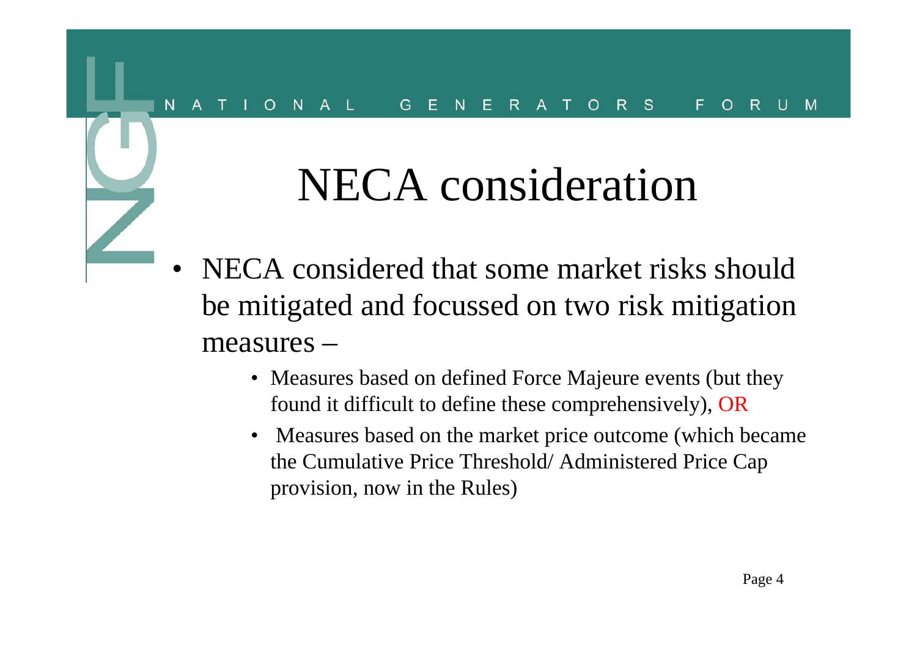# NECA consideration

- NECA considered that some market risks should be mitigated and focussed on two risk mitigation measures –
  - Measures based on defined Force Majeure events (but they found it difficult to define these comprehensively), OR
  - Measures based on the market price outcome (which became the Cumulative Price Threshold/ Administered Price Cap provision, now in the Rules)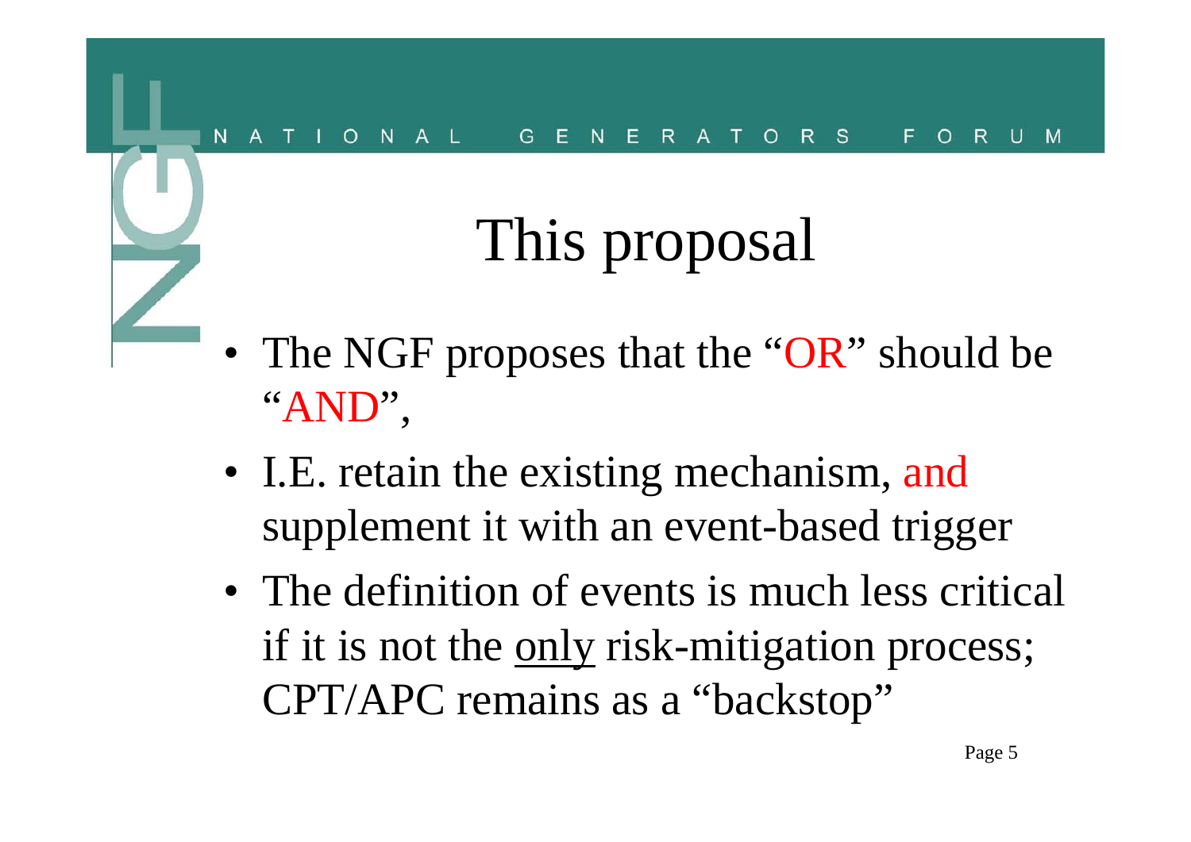# This proposal

- The NGF proposes that the "OR" should be "AND",
- I.E. retain the existing mechanism, and supplement it with an event-based trigger
- The definition of events is much less critical if it is not the <u>only</u> risk-mitigation process; CPT/APC remains as a "backstop"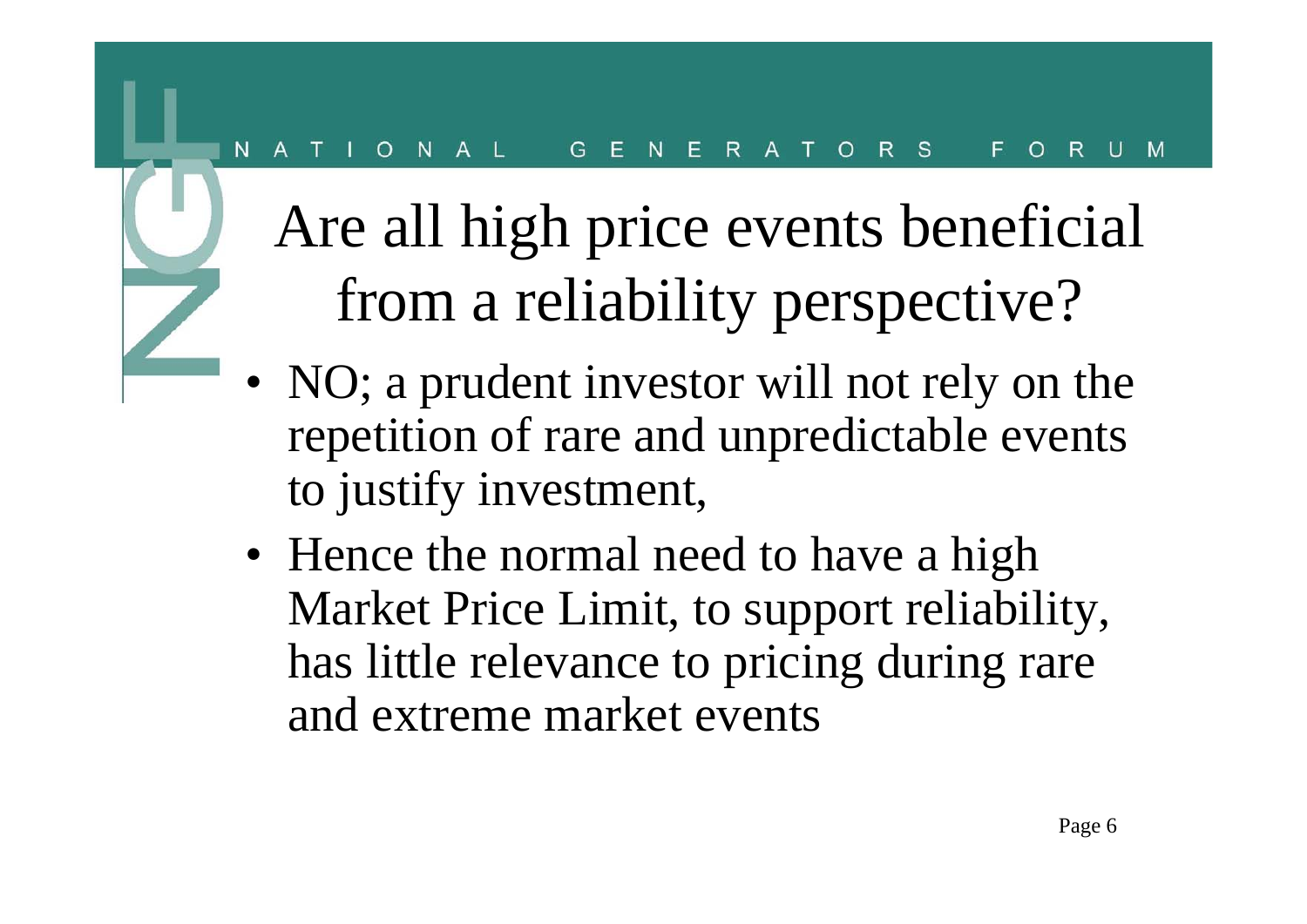# Are all high price events beneficial from a reliability perspective?

- NO; a prudent investor will not rely on the repetition of rare and unpredictable events to justify investment,
- Hence the normal need to have a high Market Price Limit, to support reliability, has little relevance to pricing during rare and extreme market events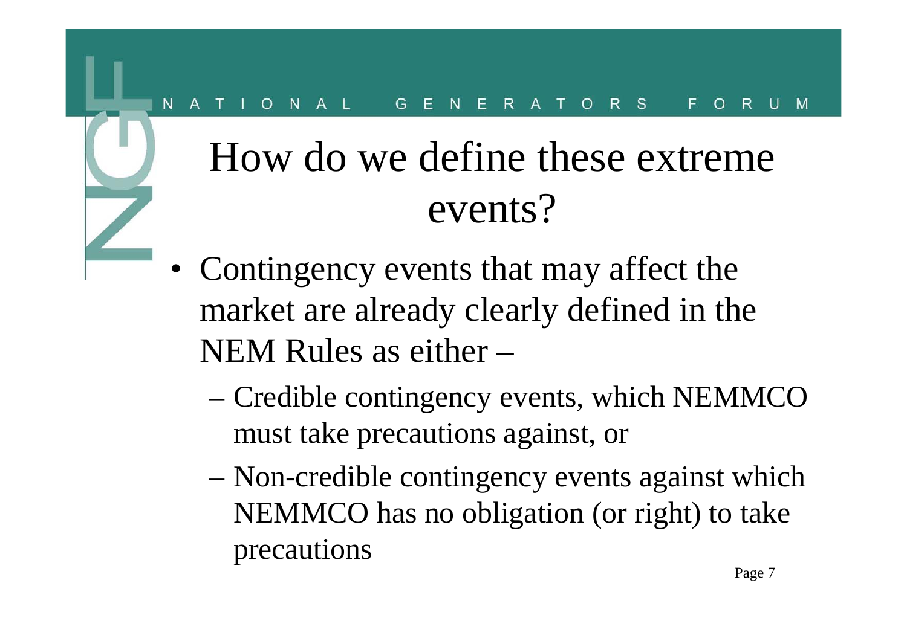# How do we define these extreme events?

- Contingency events that may affect the market are already clearly defined in the NEM Rules as either –
  - Credible contingency events, which NEMMCO must take precautions against, or
  - Non-credible contingency events against which NEMMCO has no obligation (or right) to take precautions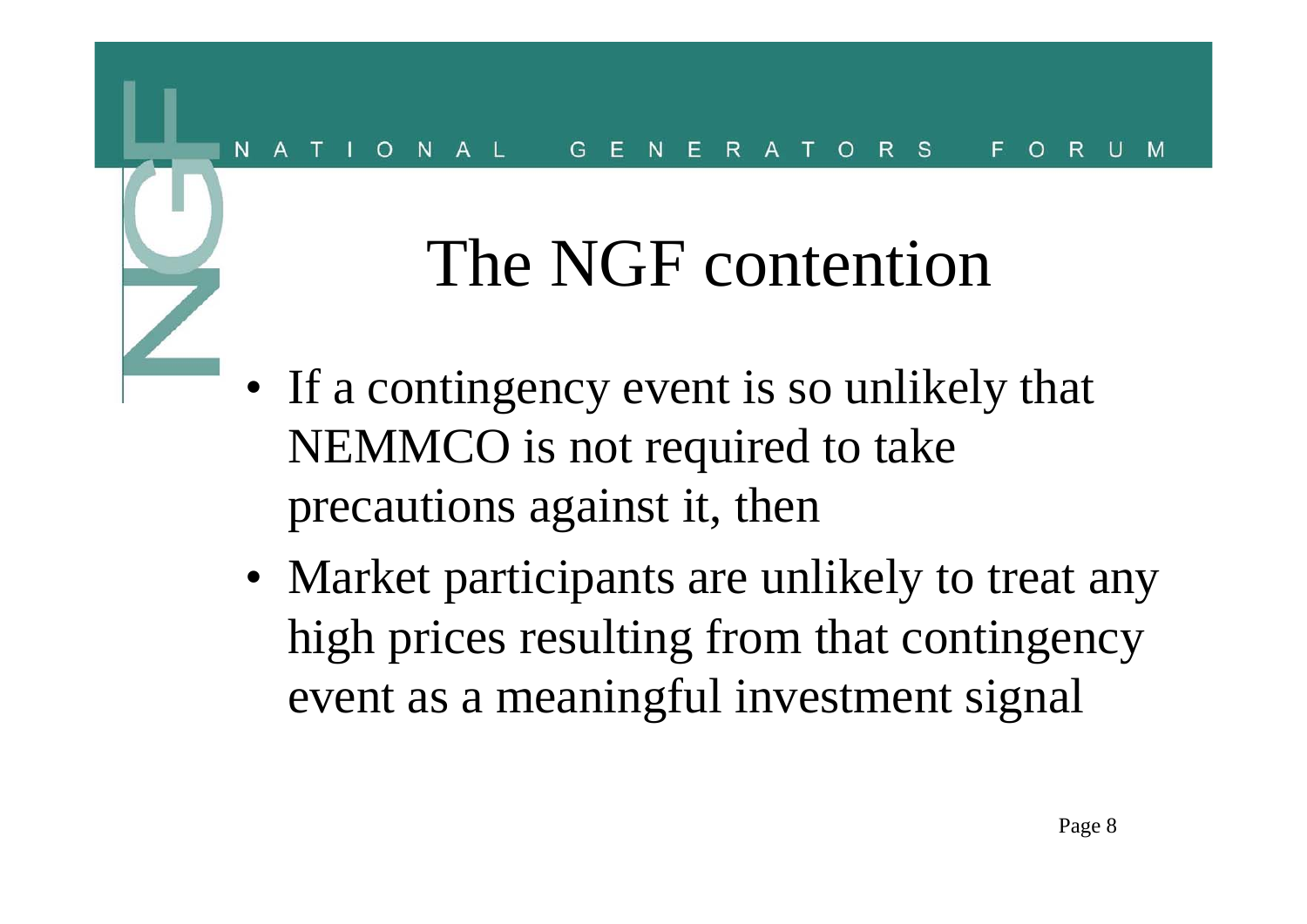# The NGF contention

- If a contingency event is so unlikely that NEMMCO is not required to take precautions against it, then
- Market participants are unlikely to treat any high prices resulting from that contingency event as a meaningful investment signal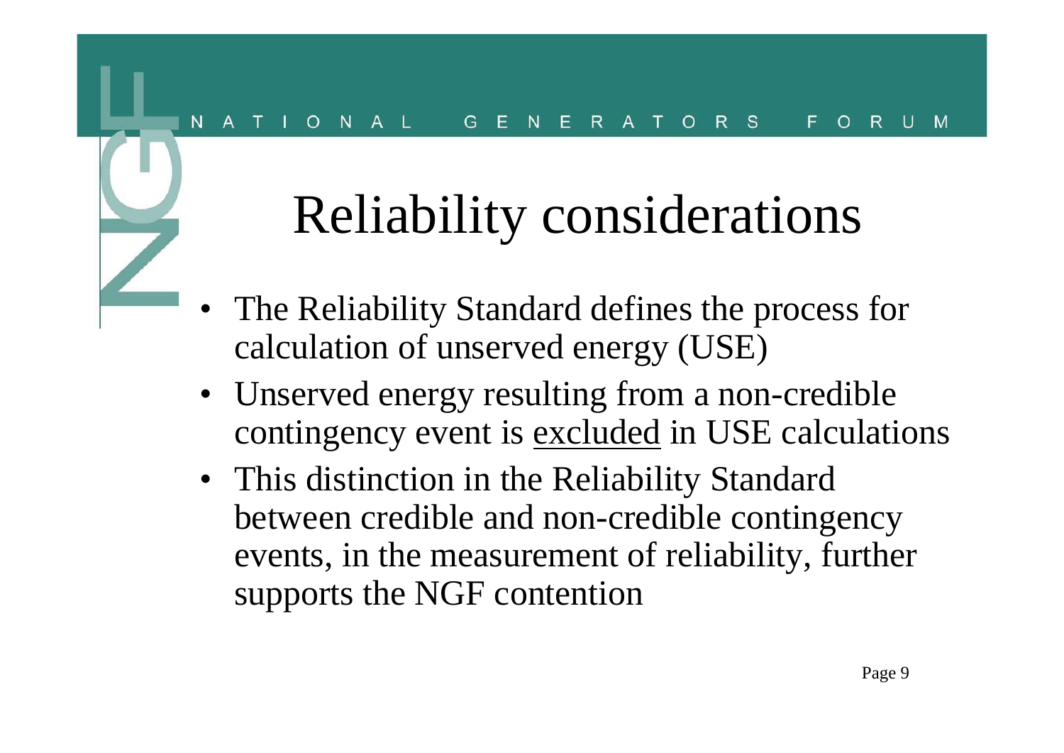# Reliability considerations

- The Reliability Standard defines the process for calculation of unserved energy (USE)
- Unserved energy resulting from a non-credible contingency event is <u>excluded</u> in USE calculations
- This distinction in the Reliability Standard between credible and non-credible contingency events, in the measurement of reliability, further supports the NGF contention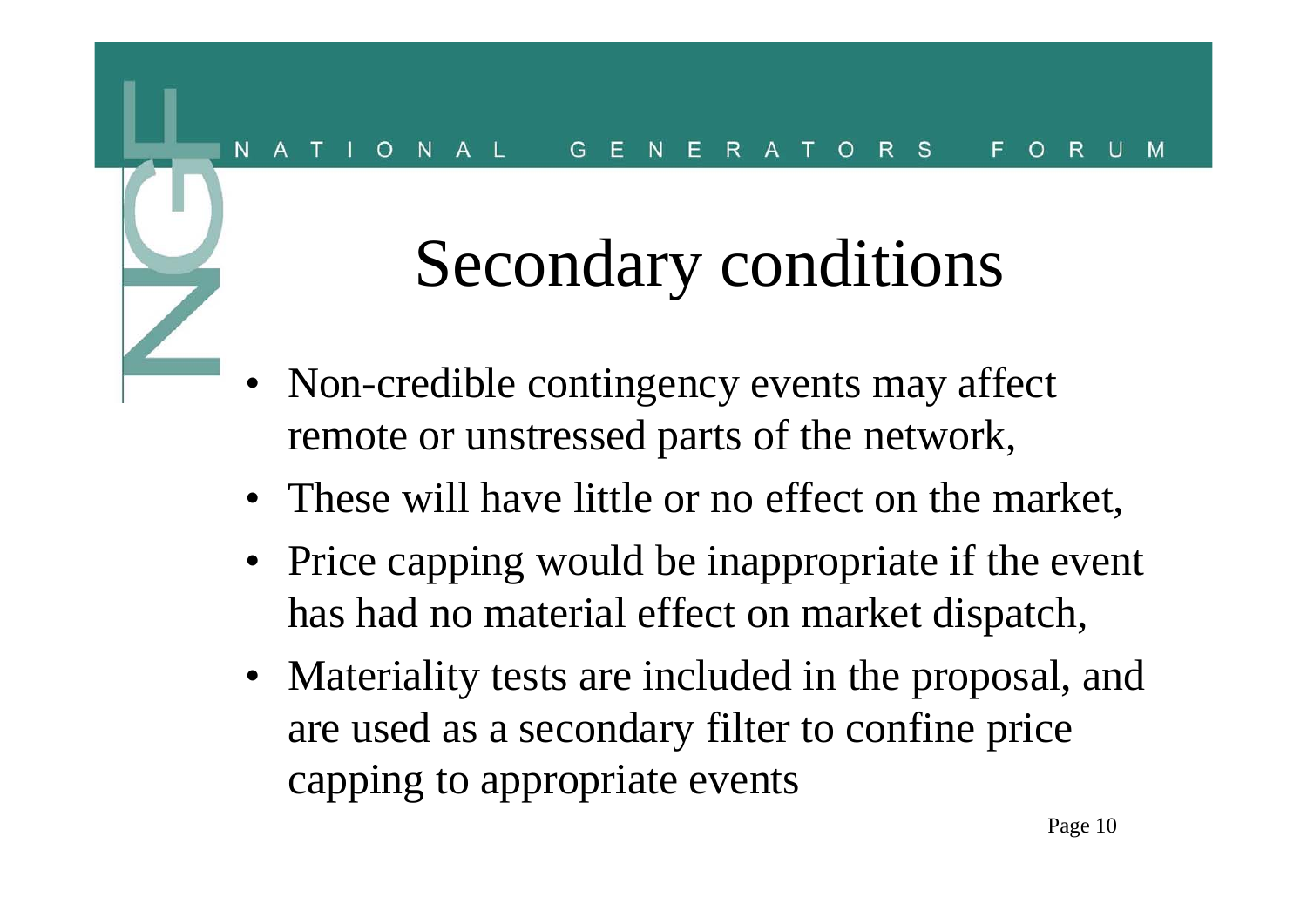# Secondary conditions

- Non-credible contingency events may affect remote or unstressed parts of the network,
- These will have little or no effect on the market,
- Price capping would be inappropriate if the event has had no material effect on market dispatch,
- Materiality tests are included in the proposal, and are used as a secondary filter to confine price capping to appropriate events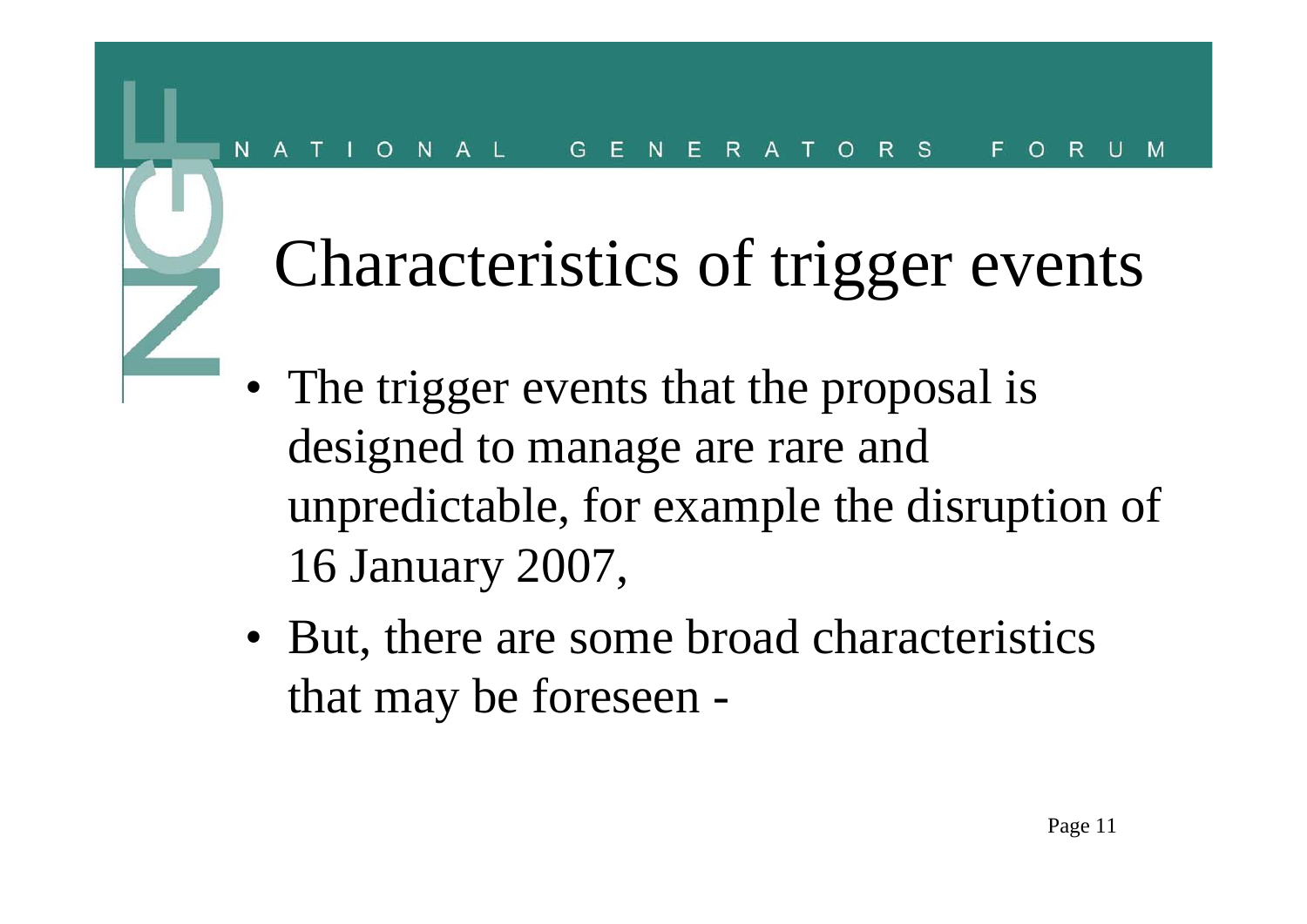# Characteristics of trigger events

- The trigger events that the proposal is designed to manage are rare and unpredictable, for example the disruption of 16 January 2007,
- But, there are some broad characteristics that may be foreseen -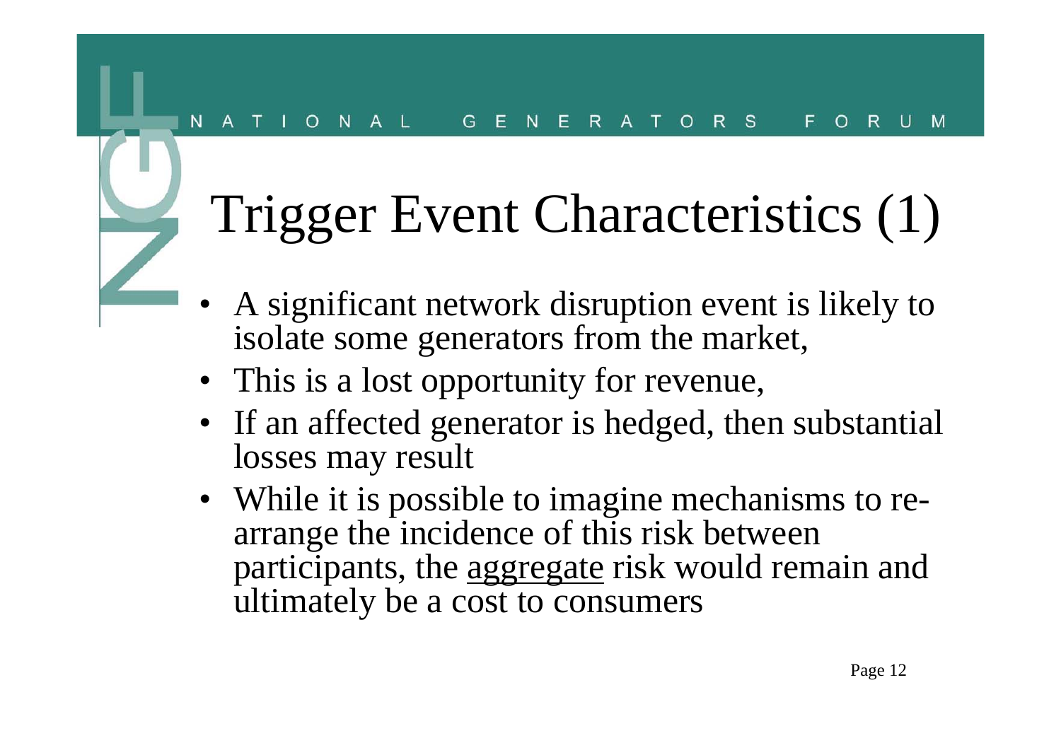# Trigger Event Characteristics (1)

- A significant network disruption event is likely to isolate some generators from the market,
- This is a lost opportunity for revenue,
- If an affected generator is hedged, then substantial losses may result
- While it is possible to imagine mechanisms to re-arrange the incidence of this risk between participants, the <u>aggregate</u> risk would remain and ultimately be a cost to consumers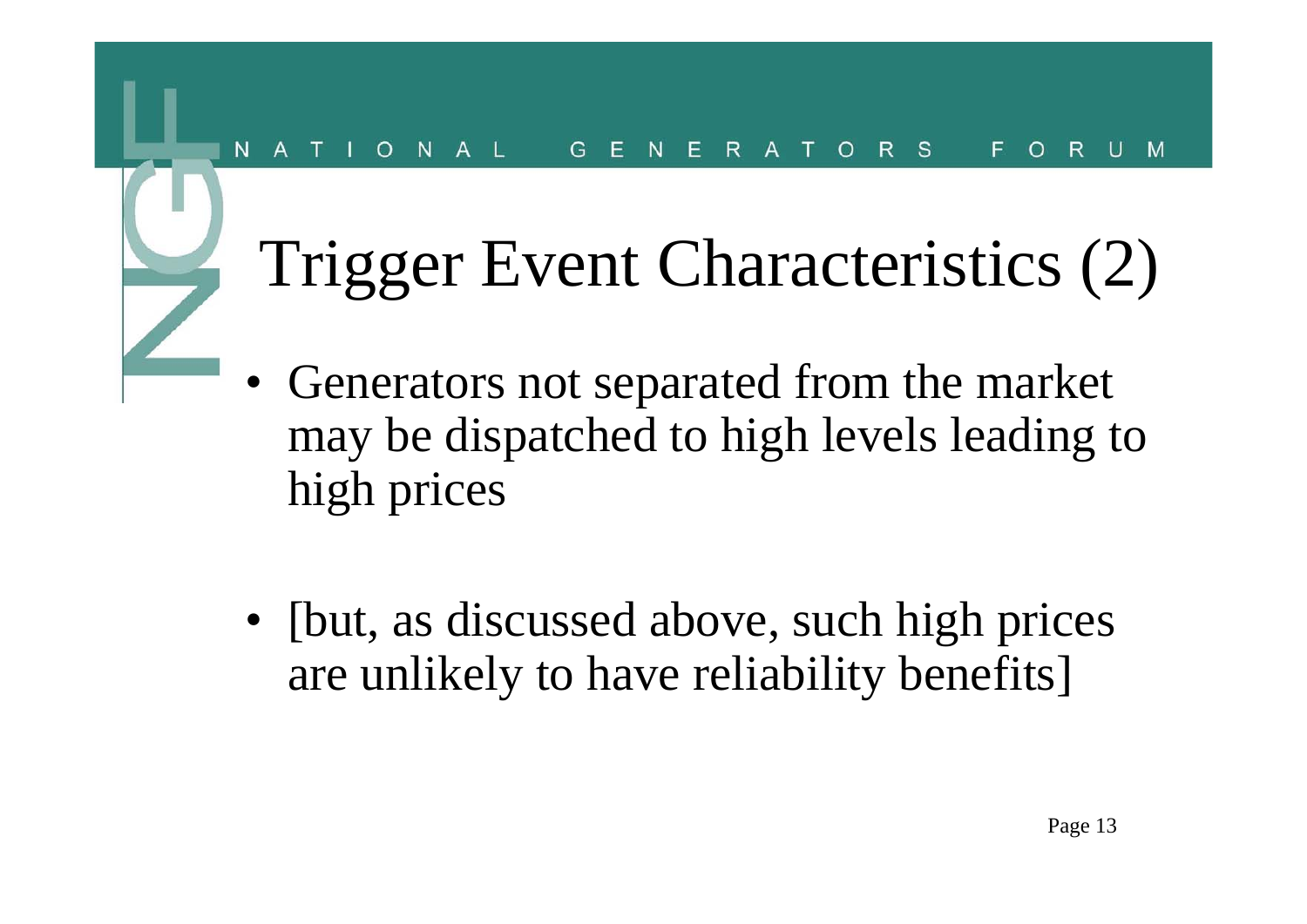# Trigger Event Characteristics (2)

- Generators not separated from the market may be dispatched to high levels leading to high prices

- [but, as discussed above, such high prices are unlikely to have reliability benefits]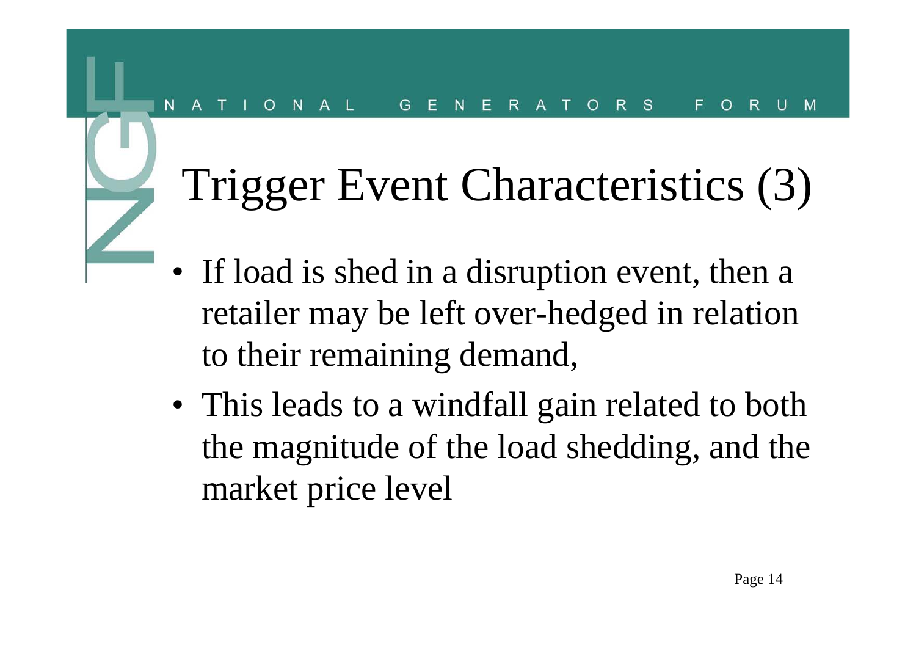# Trigger Event Characteristics (3)

- If load is shed in a disruption event, then a retailer may be left over-hedged in relation to their remaining demand,
- This leads to a windfall gain related to both the magnitude of the load shedding, and the market price level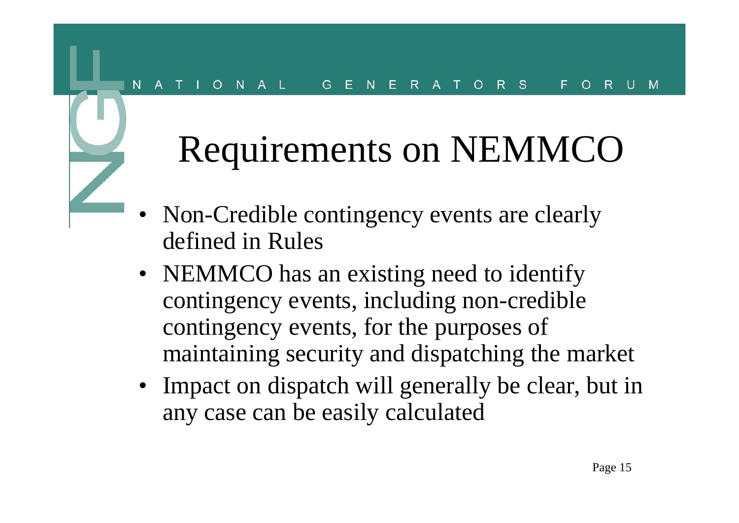# Requirements on NEMMCO

- Non-Credible contingency events are clearly defined in Rules
- NEMMCO has an existing need to identify contingency events, including non-credible contingency events, for the purposes of maintaining security and dispatching the market
- Impact on dispatch will generally be clear, but in any case can be easily calculated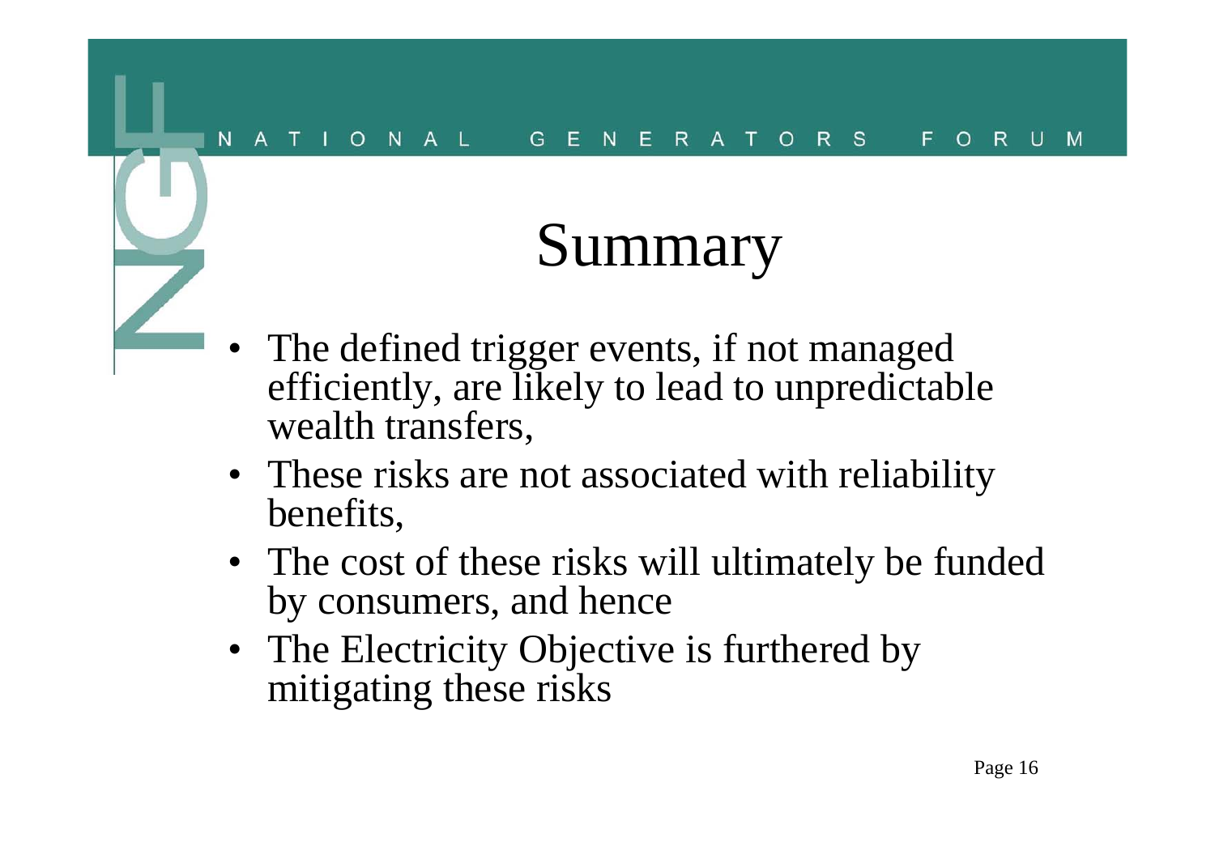# Summary

- The defined trigger events, if not managed efficiently, are likely to lead to unpredictable wealth transfers,
- These risks are not associated with reliability benefits,
- The cost of these risks will ultimately be funded by consumers, and hence
- The Electricity Objective is furthered by mitigating these risks